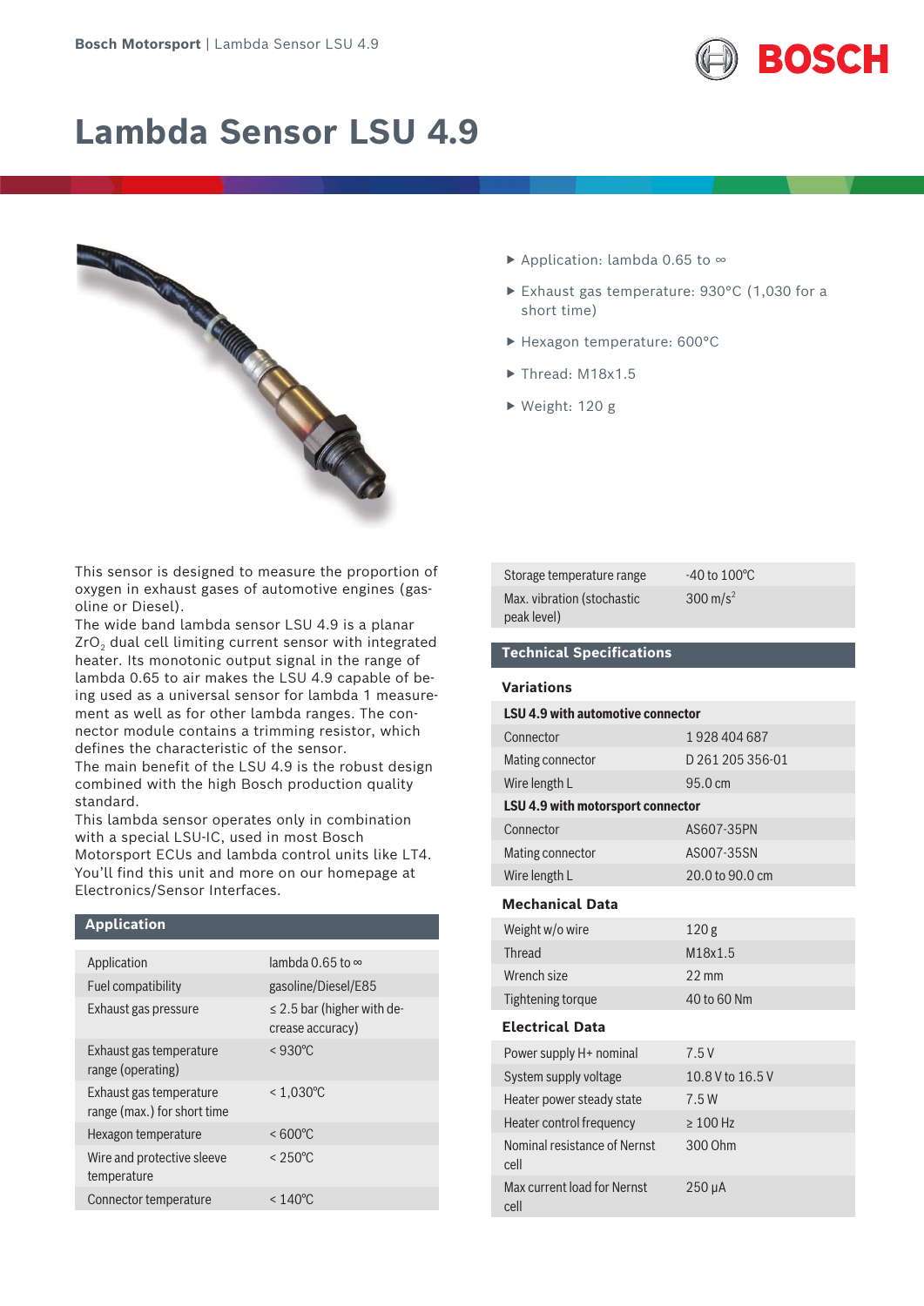# Lambda Sensor LSU 4.9

- Application: lambda 0.65 to ∞
- Exhaust gas temperature: 930°C (1,030 for a short time)
- Hexagon temperature: 600°C
- Thread: M18x1.5
- Weight: 120 g

This sensor is designed to measure the proportion of oxygen in exhaust gases of automotive engines (gasoline or Diesel).
The wide band lambda sensor LSU 4.9 is a planar $ZrO_2$ dual cell limiting current sensor with integrated heater. Its monotonic output signal in the range of lambda 0.65 to air makes the LSU 4.9 capable of being used as a universal sensor for lambda 1 measurement as well as for other lambda ranges. The connector module contains a trimming resistor, which defines the characteristic of the sensor.
The main benefit of the LSU 4.9 is the robust design combined with the high Bosch production quality standard.
This lambda sensor operates only in combination with a special LSU-IC, used in most Bosch Motorsport ECUs and lambda control units like LT4. You'll find this unit and more on our homepage at Electronics/Sensor Interfaces.

## Application

| | |
|---|---|
| Application | lambda 0.65 to ∞ |
| Fuel compatibility | gasoline/Diesel/E85 |
| Exhaust gas pressure | ≤ 2.5 bar (higher with decrease accuracy) |
| Exhaust gas temperature range (operating) | < 930°C |
| Exhaust gas temperature range (max.) for short time | < 1,030°C |
| Hexagon temperature | < 600°C |
| Wire and protective sleeve temperature | < 250°C |
| Connector temperature | < 140°C |
| Storage temperature range | -40 to 100°C |
| Max. vibration (stochastic peak level) | 300 m/s² |

## Technical Specifications

### Variations

| | |
|---|---|
| **LSU 4.9 with automotive connector** | |
| Connector | 1 928 404 687 |
| Mating connector | D 261 205 356-01 |
| Wire length L | 95.0 cm |
| **LSU 4.9 with motorsport connector** | |
| Connector | AS607-35PN |
| Mating connector | AS007-35SN |
| Wire length L | 20.0 to 90.0 cm |

### Mechanical Data

| | |
|---|---|
| Weight w/o wire | 120 g |
| Thread | M18x1.5 |
| Wrench size | 22 mm |
| Tightening torque | 40 to 60 Nm |

### Electrical Data

| | |
|---|---|
| Power supply H+ nominal | 7.5 V |
| System supply voltage | 10.8 V to 16.5 V |
| Heater power steady state | 7.5 W |
| Heater control frequency | ≥ 100 Hz |
| Nominal resistance of Nernst cell | 300 Ohm |
| Max current load for Nernst cell | 250 µA |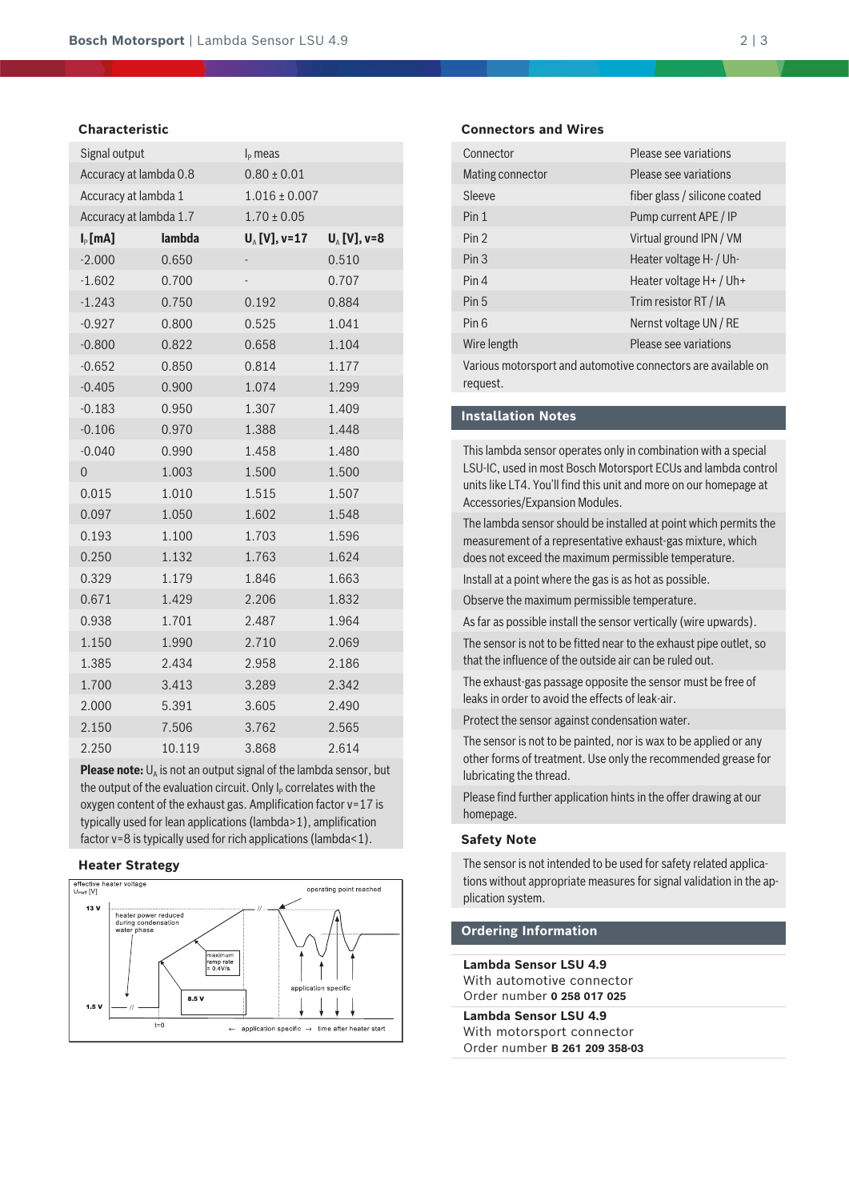## Characteristic

| | | | |
|---|---|---|---|
| Signal output | | $I_P$ meas | |
| Accuracy at lambda 0.8 | | 0.80 ± 0.01 | |
| Accuracy at lambda 1 | | 1.016 ± 0.007 | |
| Accuracy at lambda 1.7 | | 1.70 ± 0.05 | |
| **$I_P$ [mA]** | **lambda** | **$U_A$ [V], v=17** | **$U_A$ [V], v=8** |
| -2.000 | 0.650 | - | 0.510 |
| -1.602 | 0.700 | - | 0.707 |
| -1.243 | 0.750 | 0.192 | 0.884 |
| -0.927 | 0.800 | 0.525 | 1.041 |
| -0.800 | 0.822 | 0.658 | 1.104 |
| -0.652 | 0.850 | 0.814 | 1.177 |
| -0.405 | 0.900 | 1.074 | 1.299 |
| -0.183 | 0.950 | 1.307 | 1.409 |
| -0.106 | 0.970 | 1.388 | 1.448 |
| -0.040 | 0.990 | 1.458 | 1.480 |
| 0 | 1.003 | 1.500 | 1.500 |
| 0.015 | 1.010 | 1.515 | 1.507 |
| 0.097 | 1.050 | 1.602 | 1.548 |
| 0.193 | 1.100 | 1.703 | 1.596 |
| 0.250 | 1.132 | 1.763 | 1.624 |
| 0.329 | 1.179 | 1.846 | 1.663 |
| 0.671 | 1.429 | 2.206 | 1.832 |
| 0.938 | 1.701 | 2.487 | 1.964 |
| 1.150 | 1.990 | 2.710 | 2.069 |
| 1.385 | 2.434 | 2.958 | 2.186 |
| 1.700 | 3.413 | 3.289 | 2.342 |
| 2.000 | 5.391 | 3.605 | 2.490 |
| 2.150 | 7.506 | 3.762 | 2.565 |
| 2.250 | 10.119 | 3.868 | 2.614 |

**Please note:** $U_A$ is not an output signal of the lambda sensor, but the output of the evaluation circuit. Only $I_P$ correlates with the oxygen content of the exhaust gas. Amplification factor v=17 is typically used for lean applications (lambda>1), amplification factor v=8 is typically used for rich applications (lambda<1).

## Heater Strategy

effective heater voltage
$U_{Heff}$ [V]
13 V
1.5 V
heater power reduced during condensation water phase
maximum ramp rate = 0.4V/s
8.5 V
t=0
operating point reached
application specific
← application specific → time after heater start

## Connectors and Wires

| | |
|---|---|
| Connector | Please see variations |
| Mating connector | Please see variations |
| Sleeve | fiber glass / silicone coated |
| Pin 1 | Pump current APE / IP |
| Pin 2 | Virtual ground IPN / VM |
| Pin 3 | Heater voltage H- / Uh- |
| Pin 4 | Heater voltage H+ / Uh+ |
| Pin 5 | Trim resistor RT / IA |
| Pin 6 | Nernst voltage UN / RE |
| Wire length | Please see variations |

Various motorsport and automotive connectors are available on request.

## Installation Notes

This lambda sensor operates only in combination with a special LSU-IC, used in most Bosch Motorsport ECUs and lambda control units like LT4. You'll find this unit and more on our homepage at Accessories/Expansion Modules.

The lambda sensor should be installed at point which permits the measurement of a representative exhaust-gas mixture, which does not exceed the maximum permissible temperature.

Install at a point where the gas is as hot as possible.

Observe the maximum permissible temperature.

As far as possible install the sensor vertically (wire upwards).

The sensor is not to be fitted near to the exhaust pipe outlet, so that the influence of the outside air can be ruled out.

The exhaust-gas passage opposite the sensor must be free of leaks in order to avoid the effects of leak-air.

Protect the sensor against condensation water.

The sensor is not to be painted, nor is wax to be applied or any other forms of treatment. Use only the recommended grease for lubricating the thread.

Please find further application hints in the offer drawing at our homepage.

## Safety Note

The sensor is not intended to be used for safety related applications without appropriate measures for signal validation in the application system.

## Ordering Information

**Lambda Sensor LSU 4.9**
With automotive connector
Order number **0 258 017 025**

**Lambda Sensor LSU 4.9**
With motorsport connector
Order number **B 261 209 358-03**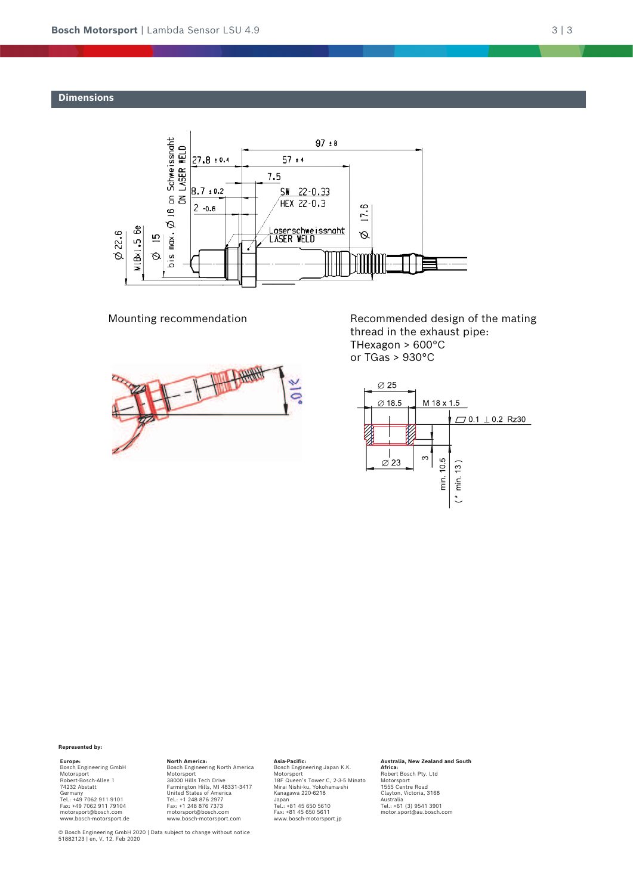## Dimensions

Ø 22.6
M18x1.5 6e
Ø 15
bis max. Ø 16 an Schweissnaht
ON LASER WELD
27.8 ±0.4
8.7 ±0.2
2 -0.6
7.5
57 ±4
97 ±8
SW 22-0.33
HEX 22-0.3
Laserschweissnaht
LASER WELD
Ø 17.6

Mounting recommendation

≥10°

Recommended design of the mating thread in the exhaust pipe:
THexagon > 600°C
or TGas > 930°C

Ø 25
Ø 18.5
M 18 x 1.5
0.1 ⊥ 0.2 Rz30
Ø 23
3
min. 10.5
(* min. 13 )

**Represented by:**

**Europe:**
Bosch Engineering GmbH
Motorsport
Robert-Bosch-Allee 1
74232 Abstatt
Germany
Tel.: +49 7062 911 9101
Fax: +49 7062 911 79104
motorsport@bosch.com
www.bosch-motorsport.de

**North America:**
Bosch Engineering North America
Motorsport
38000 Hills Tech Drive
Farmington Hills, MI 48331-3417
United States of America
Tel.: +1 248 876 2977
Fax: +1 248 876 7373
motorsport@bosch.com
www.bosch-motorsport.com

**Asia-Pacific:**
Bosch Engineering Japan K.K.
Motorsport
18F Queen's Tower C, 2-3-5 Minato
Mirai Nishi-ku, Yokohama-shi
Kanagawa 220-6218
Japan
Tel.: +81 45 650 5610
Fax: +81 45 650 5611
www.bosch-motorsport.jp

**Australia, New Zealand and South Africa:**
Robert Bosch Pty. Ltd
Motorsport
1555 Centre Road
Clayton, Victoria, 3168
Australia
Tel.: +61 (3) 9541 3901
motor.sport@au.bosch.com

© Bosch Engineering GmbH 2020 | Data subject to change without notice
51882123 | en, V, 12. Feb 2020